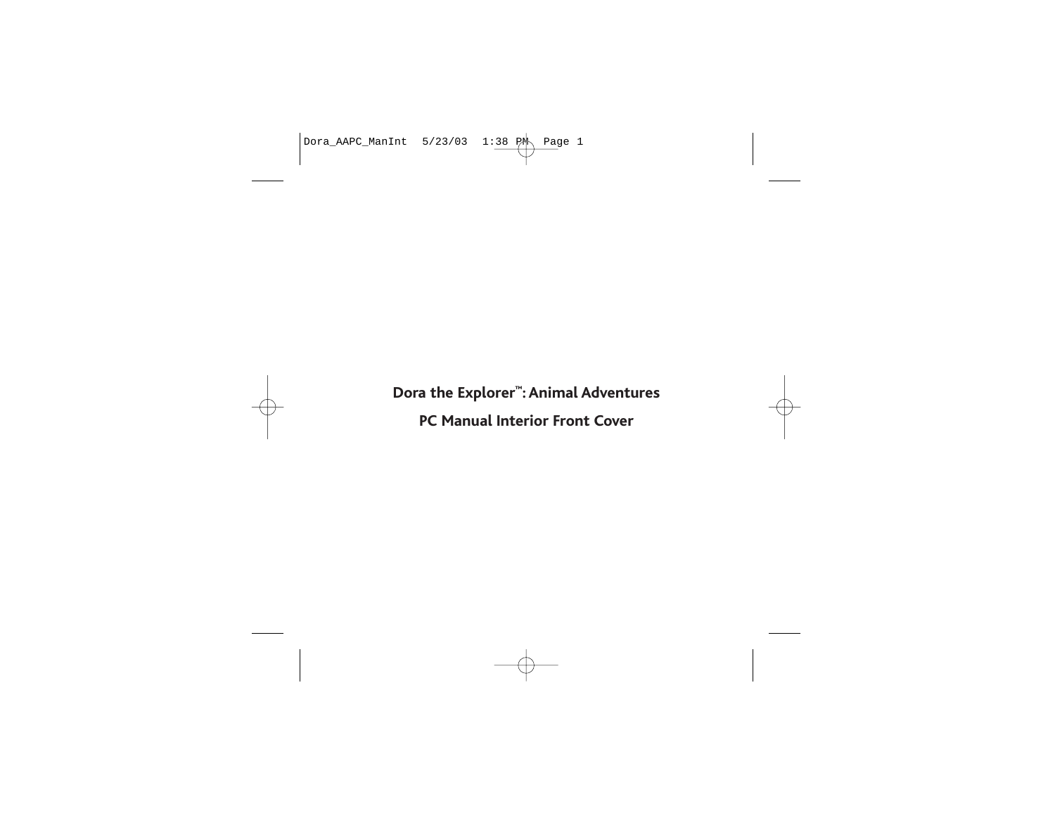**Dora the Explorer™: Animal Adventures**

**PC Manual Interior Front Cover**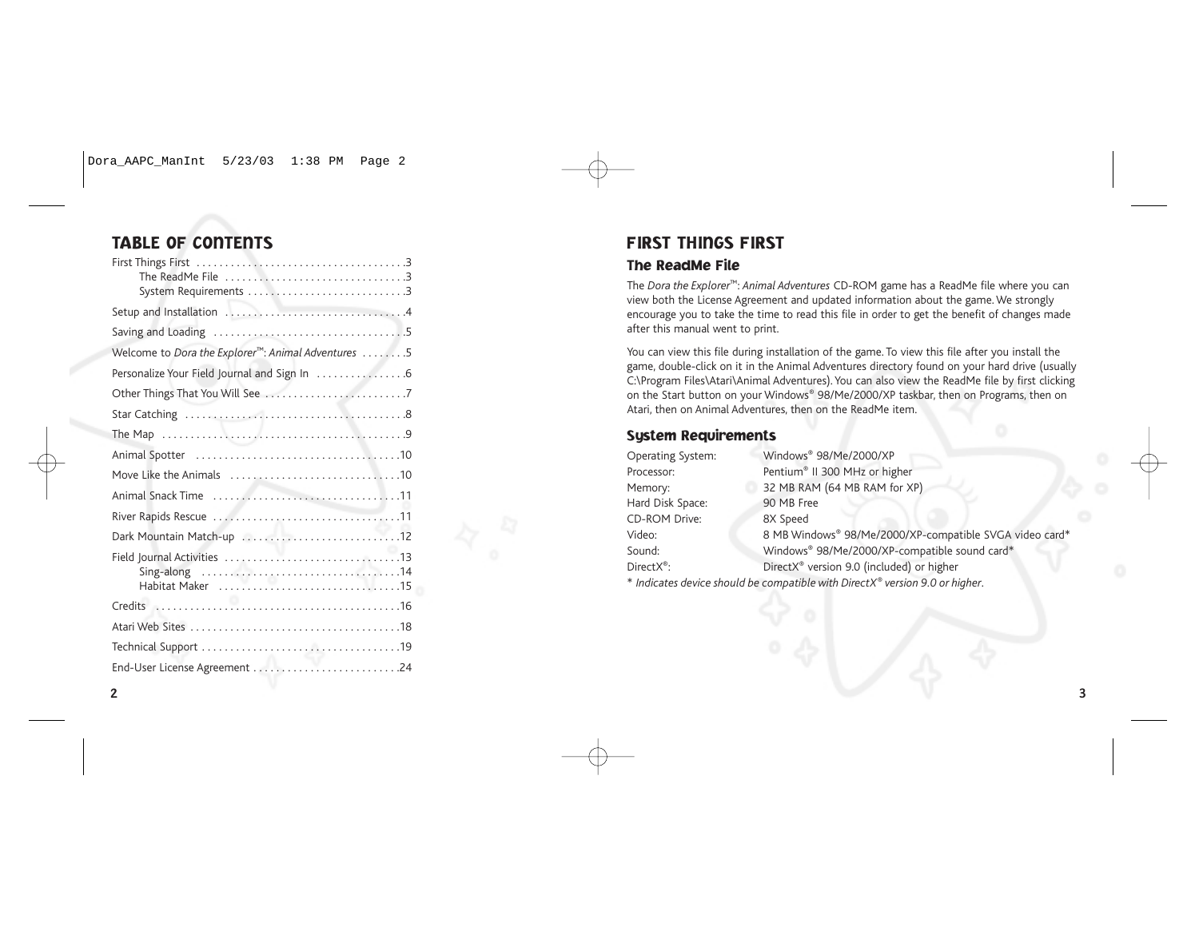# TABLE OF CONTENTS

First Things First . . . . . . . . . . . . . . . . . . . . . . . . . . . . . . . . . . . .3
- The ReadMe File . . . . . . . . . . . . . . . . . . . . . . . . . . . . . . .3
- System Requirements . . . . . . . . . . . . . . . . . . . . . . . . . . .3

Setup and Installation . . . . . . . . . . . . . . . . . . . . . . . . . . . . . . .4

Saving and Loading . . . . . . . . . . . . . . . . . . . . . . . . . . . . . . . . .5

Welcome to *Dora the Explorer*™: *Animal Adventures* . . . . . . . .5

Personalize Your Field Journal and Sign In . . . . . . . . . . . . . . .6

Other Things That You Will See . . . . . . . . . . . . . . . . . . . . . . . .7

Star Catching . . . . . . . . . . . . . . . . . . . . . . . . . . . . . . . . . . . . . .8

The Map . . . . . . . . . . . . . . . . . . . . . . . . . . . . . . . . . . . . . . . . . .9

Animal Spotter . . . . . . . . . . . . . . . . . . . . . . . . . . . . . . . . . . . .10

Move Like the Animals . . . . . . . . . . . . . . . . . . . . . . . . . . . . . .10

Animal Snack Time . . . . . . . . . . . . . . . . . . . . . . . . . . . . . . . .11

River Rapids Rescue . . . . . . . . . . . . . . . . . . . . . . . . . . . . . . . .11

Dark Mountain Match-up . . . . . . . . . . . . . . . . . . . . . . . . . . .12

Field Journal Activities . . . . . . . . . . . . . . . . . . . . . . . . . . . . . .13
- Sing-along . . . . . . . . . . . . . . . . . . . . . . . . . . . . . . . . . . .14
- Habitat Maker . . . . . . . . . . . . . . . . . . . . . . . . . . . . . . . .15

Credits . . . . . . . . . . . . . . . . . . . . . . . . . . . . . . . . . . . . . . . . . .16

Atari Web Sites . . . . . . . . . . . . . . . . . . . . . . . . . . . . . . . . . . . .18

Technical Support . . . . . . . . . . . . . . . . . . . . . . . . . . . . . . . . . .19

End-User License Agreement . . . . . . . . . . . . . . . . . . . . . . . . .24

# FIRST THINGS FIRST

## The ReadMe File

The *Dora the Explorer*™: *Animal Adventures* CD-ROM game has a ReadMe file where you can view both the License Agreement and updated information about the game. We strongly encourage you to take the time to read this file in order to get the benefit of changes made after this manual went to print.

You can view this file during installation of the game. To view this file after you install the game, double-click on it in the Animal Adventures directory found on your hard drive (usually C:\Program Files\Atari\Animal Adventures). You can also view the ReadMe file by first clicking on the Start button on your Windows® 98/Me/2000/XP taskbar, then on Programs, then on Atari, then on Animal Adventures, then on the ReadMe item.

## System Requirements

| | |
|---|---|
| Operating System: | Windows® 98/Me/2000/XP |
| Processor: | Pentium® II 300 MHz or higher |
| Memory: | 32 MB RAM (64 MB RAM for XP) |
| Hard Disk Space: | 90 MB Free |
| CD-ROM Drive: | 8X Speed |
| Video: | 8 MB Windows® 98/Me/2000/XP-compatible SVGA video card* |
| Sound: | Windows® 98/Me/2000/XP-compatible sound card* |
| DirectX®: | DirectX® version 9.0 (included) or higher |

* *Indicates device should be compatible with DirectX® version 9.0 or higher.*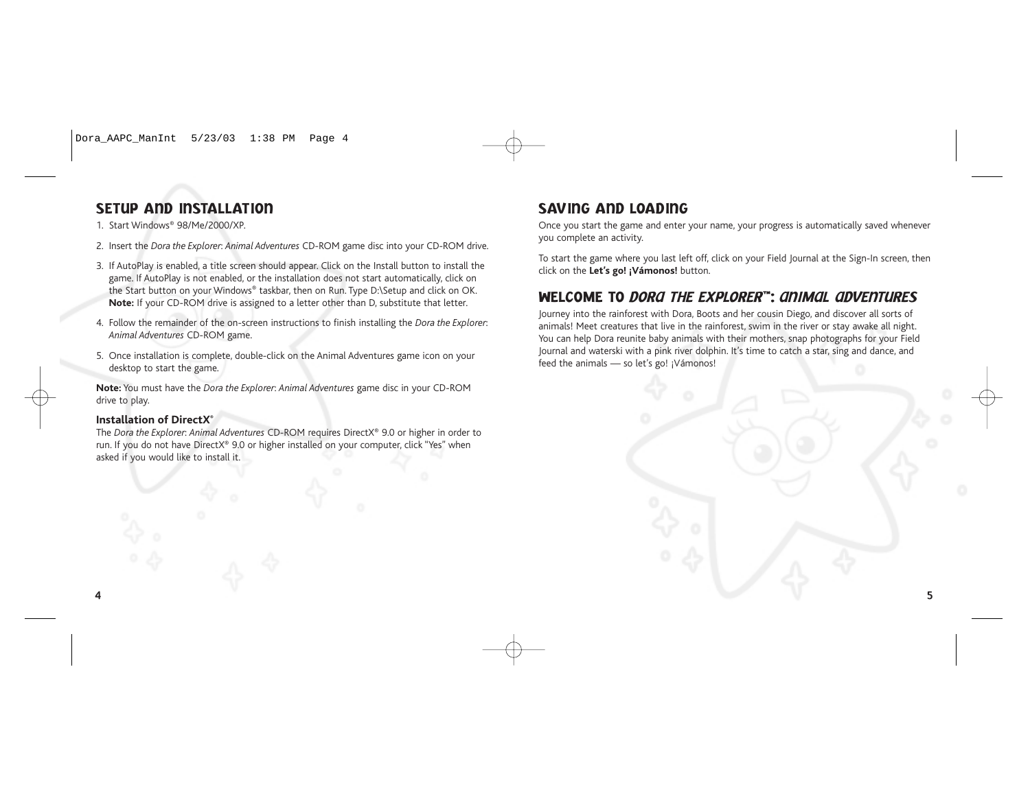## SETUP AND INSTALLATION

1. Start Windows® 98/Me/2000/XP.
2. Insert the *Dora the Explorer: Animal Adventures* CD-ROM game disc into your CD-ROM drive.
3. If AutoPlay is enabled, a title screen should appear. Click on the Install button to install the game. If AutoPlay is not enabled, or the installation does not start automatically, click on the Start button on your Windows® taskbar, then on Run. Type D:\Setup and click on OK. **Note:** If your CD-ROM drive is assigned to a letter other than D, substitute that letter.
4. Follow the remainder of the on-screen instructions to finish installing the *Dora the Explorer: Animal Adventures* CD-ROM game.
5. Once installation is complete, double-click on the Animal Adventures game icon on your desktop to start the game.

**Note:** You must have the *Dora the Explorer: Animal Adventures* game disc in your CD-ROM drive to play.

### Installation of DirectX®

The *Dora the Explorer: Animal Adventures* CD-ROM requires DirectX® 9.0 or higher in order to run. If you do not have DirectX® 9.0 or higher installed on your computer, click "Yes" when asked if you would like to install it.

## SAVING AND LOADING

Once you start the game and enter your name, your progress is automatically saved whenever you complete an activity.

To start the game where you last left off, click on your Field Journal at the Sign-In screen, then click on the **Let's go! ¡Vámonos!** button.

## WELCOME TO *DORA THE EXPLORER™: ANIMAL ADVENTURES*

Journey into the rainforest with Dora, Boots and her cousin Diego, and discover all sorts of animals! Meet creatures that live in the rainforest, swim in the river or stay awake all night. You can help Dora reunite baby animals with their mothers, snap photographs for your Field Journal and waterski with a pink river dolphin. It's time to catch a star, sing and dance, and feed the animals — so let's go! ¡Vámonos!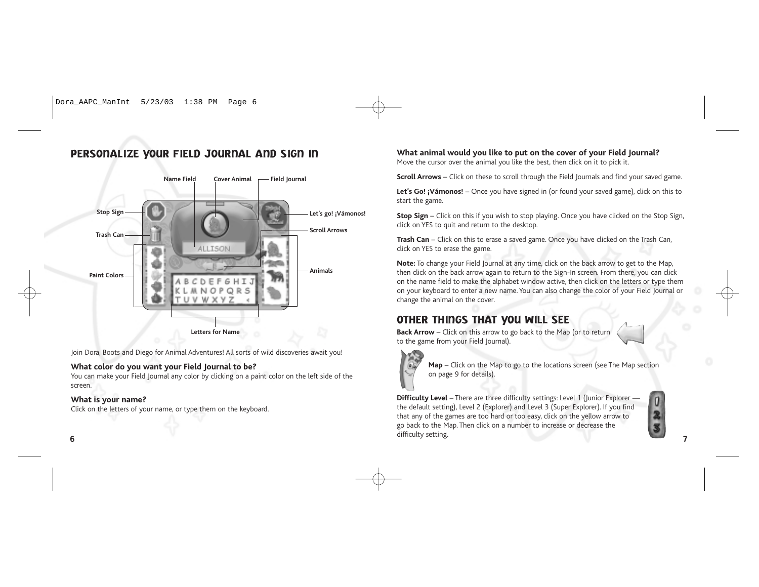## Personalize Your Field Journal and Sign In

Name Field

Cover Animal

Field Journal

Stop Sign

Let's go! ¡Vámonos!

Trash Can

Scroll Arrows

Paint Colors

Animals

Letters for Name

Join Dora, Boots and Diego for Animal Adventures! All sorts of wild discoveries await you!

### What color do you want your Field Journal to be?

You can make your Field Journal any color by clicking on a paint color on the left side of the screen.

### What is your name?

Click on the letters of your name, or type them on the keyboard.

### What animal would you like to put on the cover of your Field Journal?

Move the cursor over the animal you like the best, then click on it to pick it.

**Scroll Arrows** – Click on these to scroll through the Field Journals and find your saved game.

**Let's Go! ¡Vámonos!** – Once you have signed in (or found your saved game), click on this to start the game.

**Stop Sign** – Click on this if you wish to stop playing. Once you have clicked on the Stop Sign, click on YES to quit and return to the desktop.

**Trash Can** – Click on this to erase a saved game. Once you have clicked on the Trash Can, click on YES to erase the game.

**Note:** To change your Field Journal at any time, click on the back arrow to get to the Map, then click on the back arrow again to return to the Sign-In screen. From there, you can click on the name field to make the alphabet window active, then click on the letters or type them on your keyboard to enter a new name. You can also change the color of your Field Journal or change the animal on the cover.

## Other Things That You Will See

**Back Arrow** – Click on this arrow to go back to the Map (or to return to the game from your Field Journal).

**Map** – Click on the Map to go to the locations screen (see The Map section on page 9 for details).

**Difficulty Level** – There are three difficulty settings: Level 1 (Junior Explorer — the default setting), Level 2 (Explorer) and Level 3 (Super Explorer). If you find that any of the games are too hard or too easy, click on the yellow arrow to go back to the Map. Then click on a number to increase or decrease the difficulty setting.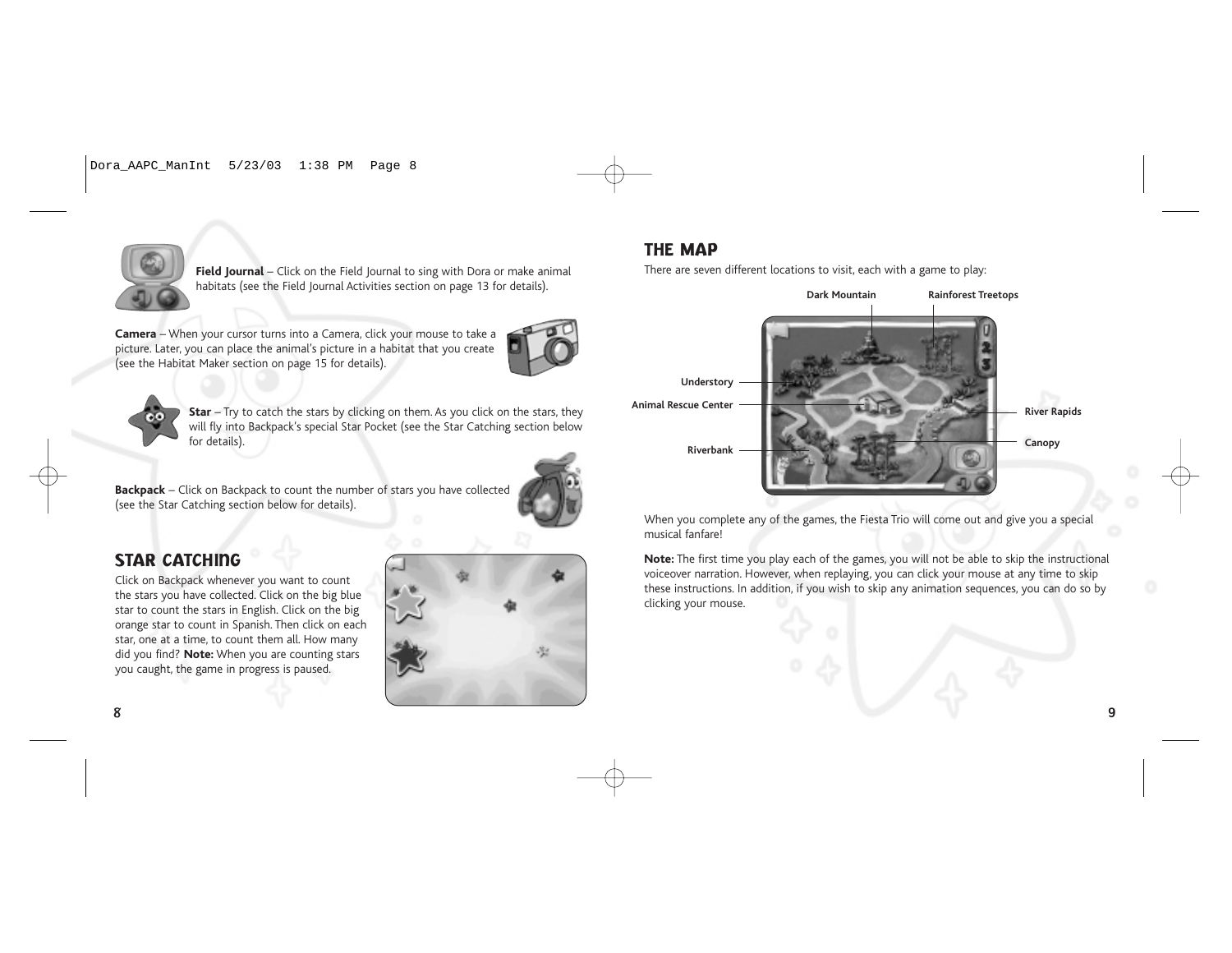**Field Journal** – Click on the Field Journal to sing with Dora or make animal habitats (see the Field Journal Activities section on page 13 for details).

**Camera** – When your cursor turns into a Camera, click your mouse to take a picture. Later, you can place the animal's picture in a habitat that you create (see the Habitat Maker section on page 15 for details).

**Star** – Try to catch the stars by clicking on them. As you click on the stars, they will fly into Backpack's special Star Pocket (see the Star Catching section below for details).

**Backpack** – Click on Backpack to count the number of stars you have collected (see the Star Catching section below for details).

## STAR CATCHING

Click on Backpack whenever you want to count the stars you have collected. Click on the big blue star to count the stars in English. Click on the big orange star to count in Spanish. Then click on each star, one at a time, to count them all. How many did you find? **Note:** When you are counting stars you caught, the game in progress is paused.

## THE MAP

There are seven different locations to visit, each with a game to play:

Dark Mountain
Rainforest Treetops
Understory
Animal Rescue Center
River Rapids
Canopy
Riverbank

When you complete any of the games, the Fiesta Trio will come out and give you a special musical fanfare!

**Note:** The first time you play each of the games, you will not be able to skip the instructional voiceover narration. However, when replaying, you can click your mouse at any time to skip these instructions. In addition, if you wish to skip any animation sequences, you can do so by clicking your mouse.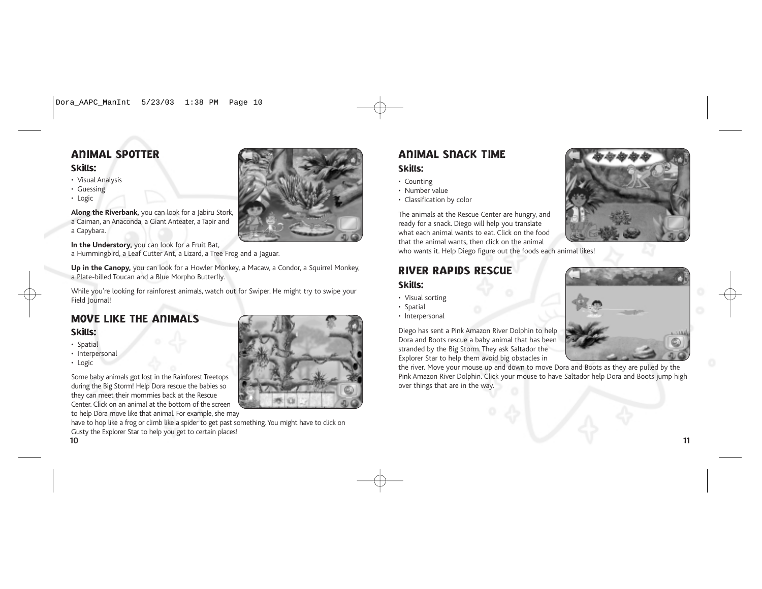## ANIMAL SPOTTER

### Skills:

- Visual Analysis
- Guessing
- Logic

**Along the Riverbank,** you can look for a Jabiru Stork, a Caiman, an Anaconda, a Giant Anteater, a Tapir and a Capybara.

**In the Understory,** you can look for a Fruit Bat, a Hummingbird, a Leaf Cutter Ant, a Lizard, a Tree Frog and a Jaguar.

**Up in the Canopy,** you can look for a Howler Monkey, a Macaw, a Condor, a Squirrel Monkey, a Plate-billed Toucan and a Blue Morpho Butterfly.

While you're looking for rainforest animals, watch out for Swiper. He might try to swipe your Field Journal!

## MOVE LIKE THE ANIMALS

### Skills:

- Spatial
- Interpersonal
- Logic

Some baby animals got lost in the Rainforest Treetops during the Big Storm! Help Dora rescue the babies so they can meet their mommies back at the Rescue Center. Click on an animal at the bottom of the screen to help Dora move like that animal. For example, she may have to hop like a frog or climb like a spider to get past something. You might have to click on Gusty the Explorer Star to help you get to certain places!

## ANIMAL SNACK TIME

### Skills:

- Counting
- Number value
- Classification by color

The animals at the Rescue Center are hungry, and ready for a snack. Diego will help you translate what each animal wants to eat. Click on the food that the animal wants, then click on the animal who wants it. Help Diego figure out the foods each animal likes!

## RIVER RAPIDS RESCUE

### Skills:

- Visual sorting
- Spatial
- Interpersonal

Diego has sent a Pink Amazon River Dolphin to help Dora and Boots rescue a baby animal that has been stranded by the Big Storm. They ask Saltador the Explorer Star to help them avoid big obstacles in the river. Move your mouse up and down to move Dora and Boots as they are pulled by the Pink Amazon River Dolphin. Click your mouse to have Saltador help Dora and Boots jump high over things that are in the way.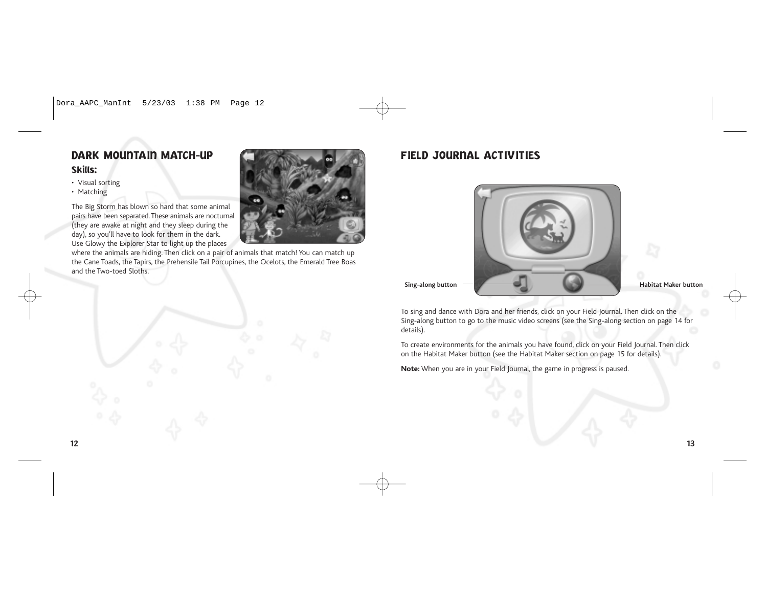## DARK MOUNTAIN MATCH-UP

### Skills:

- Visual sorting
- Matching

The Big Storm has blown so hard that some animal pairs have been separated. These animals are nocturnal (they are awake at night and they sleep during the day), so you'll have to look for them in the dark. Use Glowy the Explorer Star to light up the places where the animals are hiding. Then click on a pair of animals that match! You can match up the Cane Toads, the Tapirs, the Prehensile Tail Porcupines, the Ocelots, the Emerald Tree Boas and the Two-toed Sloths.

## FIELD JOURNAL ACTIVITIES

Sing-along button

Habitat Maker button

To sing and dance with Dora and her friends, click on your Field Journal. Then click on the Sing-along button to go to the music video screens (see the Sing-along section on page 14 for details).

To create environments for the animals you have found, click on your Field Journal. Then click on the Habitat Maker button (see the Habitat Maker section on page 15 for details).

**Note:** When you are in your Field Journal, the game in progress is paused.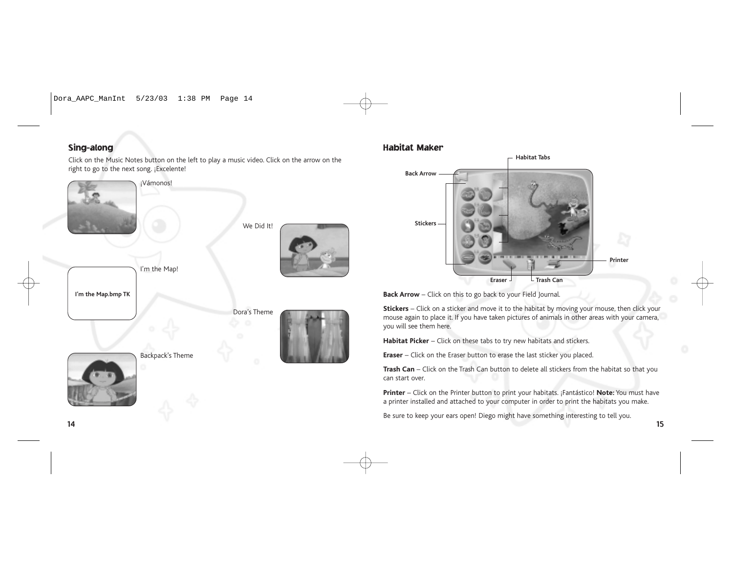## Sing-along

Click on the Music Notes button on the left to play a music video. Click on the arrow on the right to go to the next song. ¡Excelente!

¡Vámonos!

We Did It!

I'm the Map!

I'm the Map.bmp TK

Dora's Theme

Backpack's Theme

## Habitat Maker

Habitat Tabs

Back Arrow

Stickers

Printer

Eraser

Trash Can

**Back Arrow** – Click on this to go back to your Field Journal.

**Stickers** – Click on a sticker and move it to the habitat by moving your mouse, then click your mouse again to place it. If you have taken pictures of animals in other areas with your camera, you will see them here.

**Habitat Picker** – Click on these tabs to try new habitats and stickers.

**Eraser** – Click on the Eraser button to erase the last sticker you placed.

**Trash Can** – Click on the Trash Can button to delete all stickers from the habitat so that you can start over.

**Printer** – Click on the Printer button to print your habitats. ¡Fantástico! **Note:** You must have a printer installed and attached to your computer in order to print the habitats you make.

Be sure to keep your ears open! Diego might have something interesting to tell you.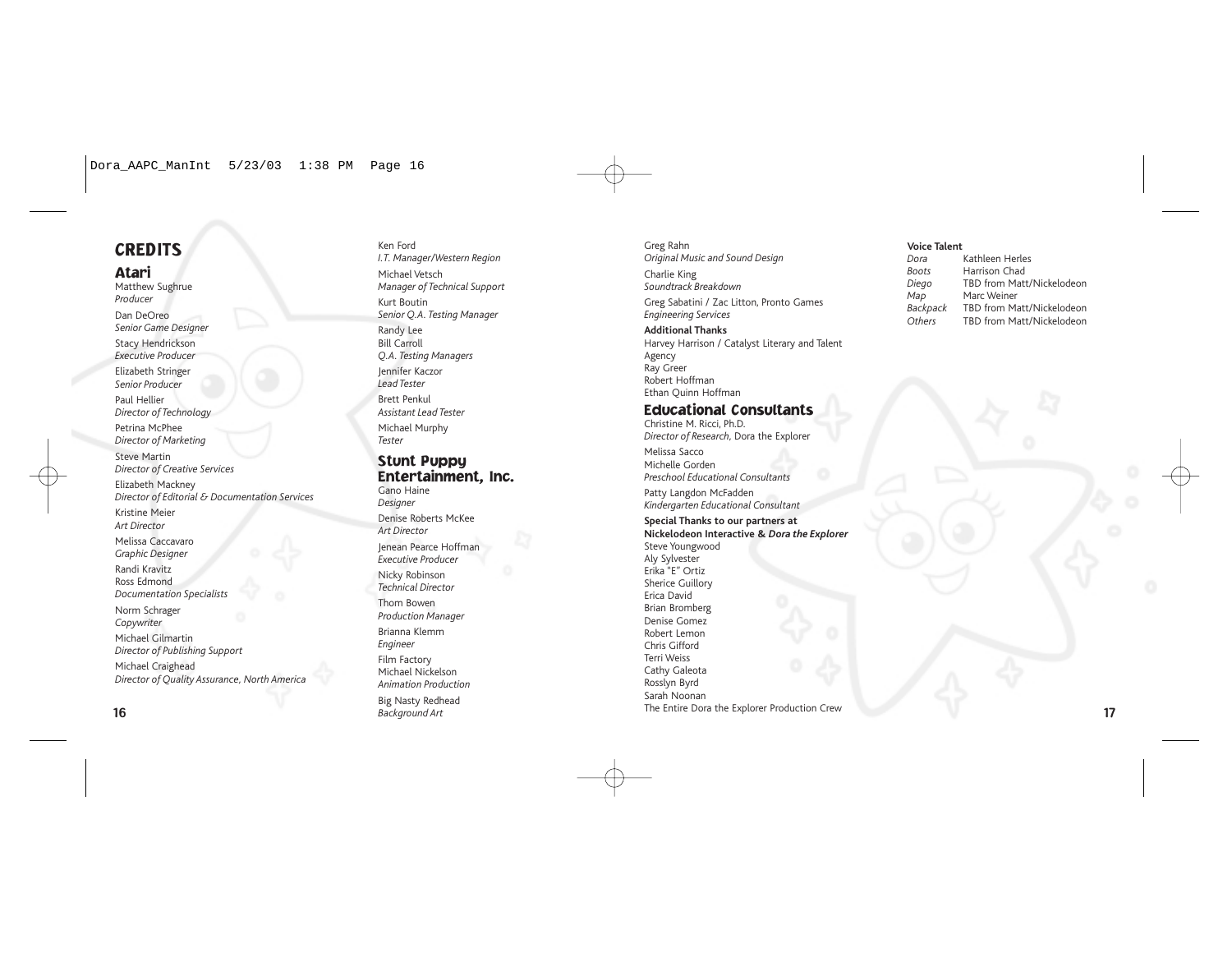# CREDITS

## Atari

Matthew Sughrue
*Producer*

Dan DeOreo
*Senior Game Designer*

Stacy Hendrickson
*Executive Producer*

Elizabeth Stringer
*Senior Producer*

Paul Hellier
*Director of Technology*

Petrina McPhee
*Director of Marketing*

Steve Martin
*Director of Creative Services*

Elizabeth Mackney
*Director of Editorial & Documentation Services*

Kristine Meier
*Art Director*

Melissa Caccavaro
*Graphic Designer*

Randi Kravitz
Ross Edmond
*Documentation Specialists*

Norm Schrager
*Copywriter*

Michael Gilmartin
*Director of Publishing Support*

Michael Craighead
*Director of Quality Assurance, North America*

Ken Ford
*I.T. Manager/Western Region*

Michael Vetsch
*Manager of Technical Support*

Kurt Boutin
*Senior Q.A. Testing Manager*

Randy Lee
Bill Carroll
*Q.A. Testing Managers*

Jennifer Kaczor
*Lead Tester*

Brett Penkul
*Assistant Lead Tester*

Michael Murphy
*Tester*

## Stunt Puppy Entertainment, Inc.

Gano Haine
*Designer*

Denise Roberts McKee
*Art Director*

Jenean Pearce Hoffman
*Executive Producer*

Nicky Robinson
*Technical Director*

Thom Bowen
*Production Manager*

Brianna Klemm
*Engineer*

Film Factory
Michael Nickelson
*Animation Production*

Big Nasty Redhead
*Background Art*

Greg Rahn
*Original Music and Sound Design*

Charlie King
*Soundtrack Breakdown*

Greg Sabatini / Zac Litton, Pronto Games
*Engineering Services*

**Additional Thanks**
Harvey Harrison / Catalyst Literary and Talent Agency
Ray Greer
Robert Hoffman
Ethan Quinn Hoffman

## Educational Consultants

Christine M. Ricci, Ph.D.
*Director of Research,* Dora the Explorer

Melissa Sacco
Michelle Gorden
*Preschool Educational Consultants*

Patty Langdon McFadden
*Kindergarten Educational Consultant*

**Special Thanks to our partners at Nickelodeon Interactive & *Dora the Explorer***
Steve Youngwood
Aly Sylvester
Erika "E" Ortiz
Sherice Guillory
Erica David
Brian Bromberg
Denise Gomez
Robert Lemon
Chris Gifford
Terri Weiss
Cathy Galeota
Rosslyn Byrd
Sarah Noonan
The Entire Dora the Explorer Production Crew

**Voice Talent**

| | |
|---|---|
| *Dora* | Kathleen Herles |
| *Boots* | Harrison Chad |
| *Diego* | TBD from Matt/Nickelodeon |
| *Map* | Marc Weiner |
| *Backpack* | TBD from Matt/Nickelodeon |
| *Others* | TBD from Matt/Nickelodeon |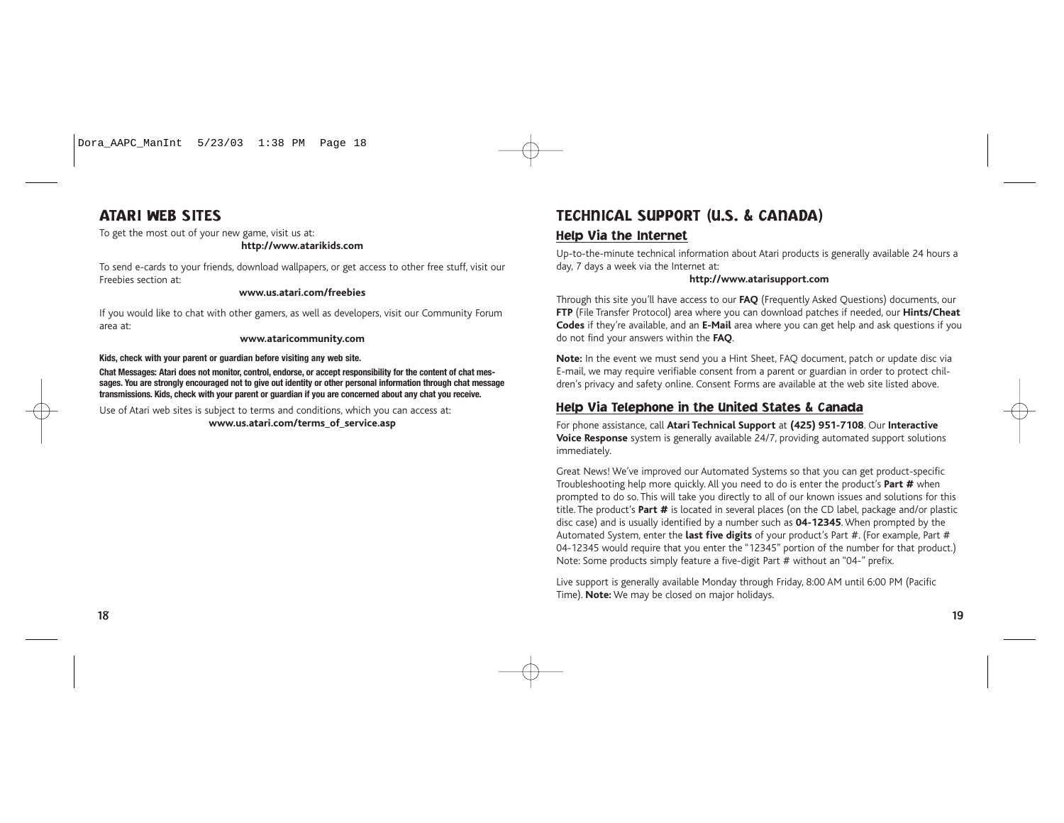## ATARI WEB SITES

To get the most out of your new game, visit us at:

**http://www.atarikids.com**

To send e-cards to your friends, download wallpapers, or get access to other free stuff, visit our Freebies section at:

**www.us.atari.com/freebies**

If you would like to chat with other gamers, as well as developers, visit our Community Forum area at:

**www.ataricommunity.com**

**Kids, check with your parent or guardian before visiting any web site.**

**Chat Messages: Atari does not monitor, control, endorse, or accept responsibility for the content of chat messages. You are strongly encouraged not to give out identity or other personal information through chat message transmissions. Kids, check with your parent or guardian if you are concerned about any chat you receive.**

Use of Atari web sites is subject to terms and conditions, which you can access at:

**www.us.atari.com/terms_of_service.asp**

## TECHNICAL SUPPORT (U.S. & CANADA)

### Help Via the Internet

Up-to-the-minute technical information about Atari products is generally available 24 hours a day, 7 days a week via the Internet at:

**http://www.atarisupport.com**

Through this site you'll have access to our **FAQ** (Frequently Asked Questions) documents, our **FTP** (File Transfer Protocol) area where you can download patches if needed, our **Hints/Cheat Codes** if they're available, and an **E-Mail** area where you can get help and ask questions if you do not find your answers within the **FAQ**.

**Note:** In the event we must send you a Hint Sheet, FAQ document, patch or update disc via E-mail, we may require verifiable consent from a parent or guardian in order to protect children's privacy and safety online. Consent Forms are available at the web site listed above.

### Help Via Telephone in the United States & Canada

For phone assistance, call **Atari Technical Support** at **(425) 951-7108**. Our **Interactive Voice Response** system is generally available 24/7, providing automated support solutions immediately.

Great News! We've improved our Automated Systems so that you can get product-specific Troubleshooting help more quickly. All you need to do is enter the product's **Part #** when prompted to do so. This will take you directly to all of our known issues and solutions for this title. The product's **Part #** is located in several places (on the CD label, package and/or plastic disc case) and is usually identified by a number such as **04-12345**. When prompted by the Automated System, enter the **last five digits** of your product's Part #. (For example, Part # 04-12345 would require that you enter the "12345" portion of the number for that product.) Note: Some products simply feature a five-digit Part # without an "04-" prefix.

Live support is generally available Monday through Friday, 8:00 AM until 6:00 PM (Pacific Time). **Note:** We may be closed on major holidays.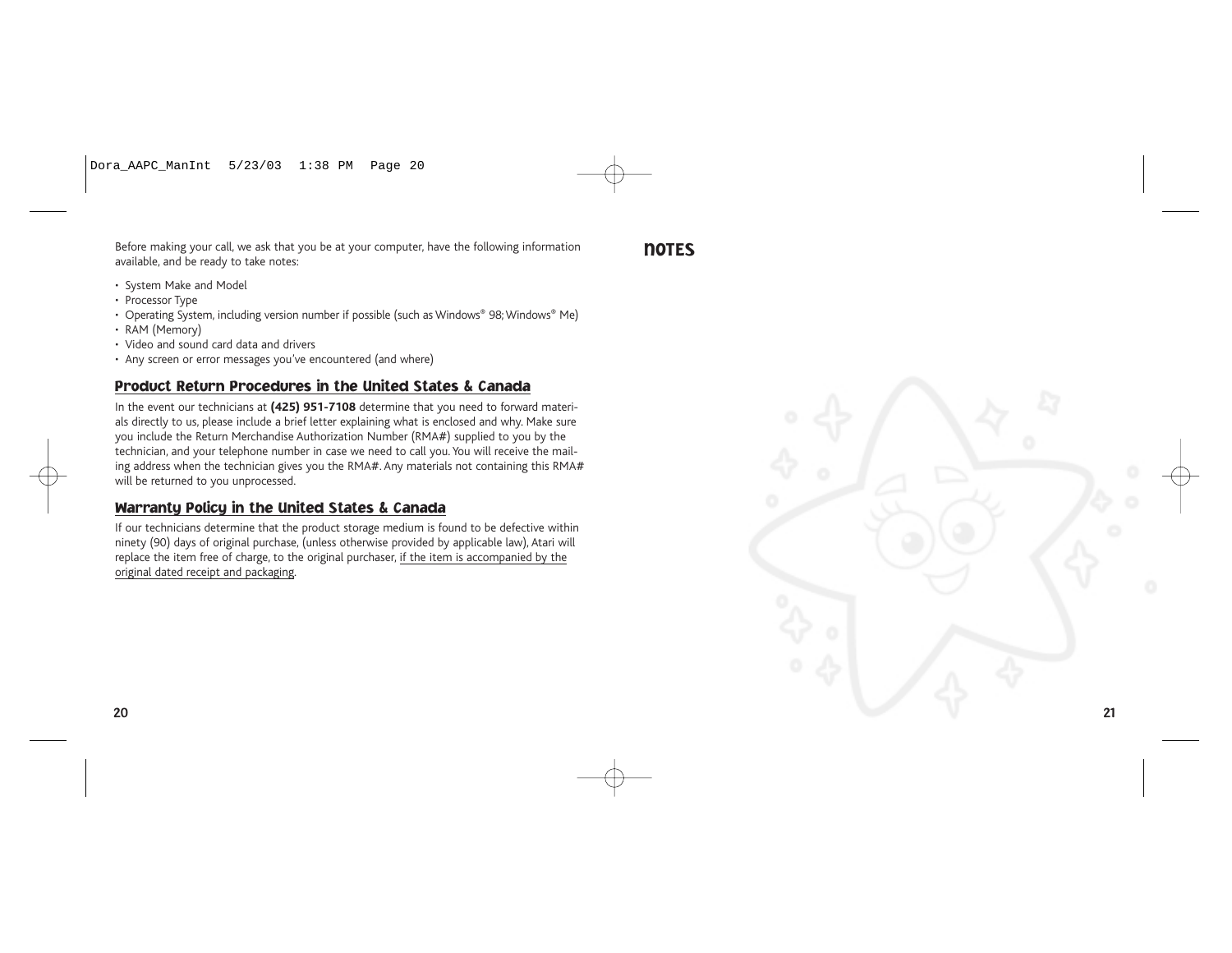Before making your call, we ask that you be at your computer, have the following information available, and be ready to take notes:

- System Make and Model
- Processor Type
- Operating System, including version number if possible (such as Windows® 98; Windows® Me)
- RAM (Memory)
- Video and sound card data and drivers
- Any screen or error messages you've encountered (and where)

## Product Return Procedures in the United States & Canada

In the event our technicians at **(425) 951-7108** determine that you need to forward materials directly to us, please include a brief letter explaining what is enclosed and why. Make sure you include the Return Merchandise Authorization Number (RMA#) supplied to you by the technician, and your telephone number in case we need to call you. You will receive the mailing address when the technician gives you the RMA#. Any materials not containing this RMA# will be returned to you unprocessed.

## Warranty Policy in the United States & Canada

If our technicians determine that the product storage medium is found to be defective within ninety (90) days of original purchase, (unless otherwise provided by applicable law), Atari will replace the item free of charge, to the original purchaser, if the item is accompanied by the original dated receipt and packaging.

## NOTES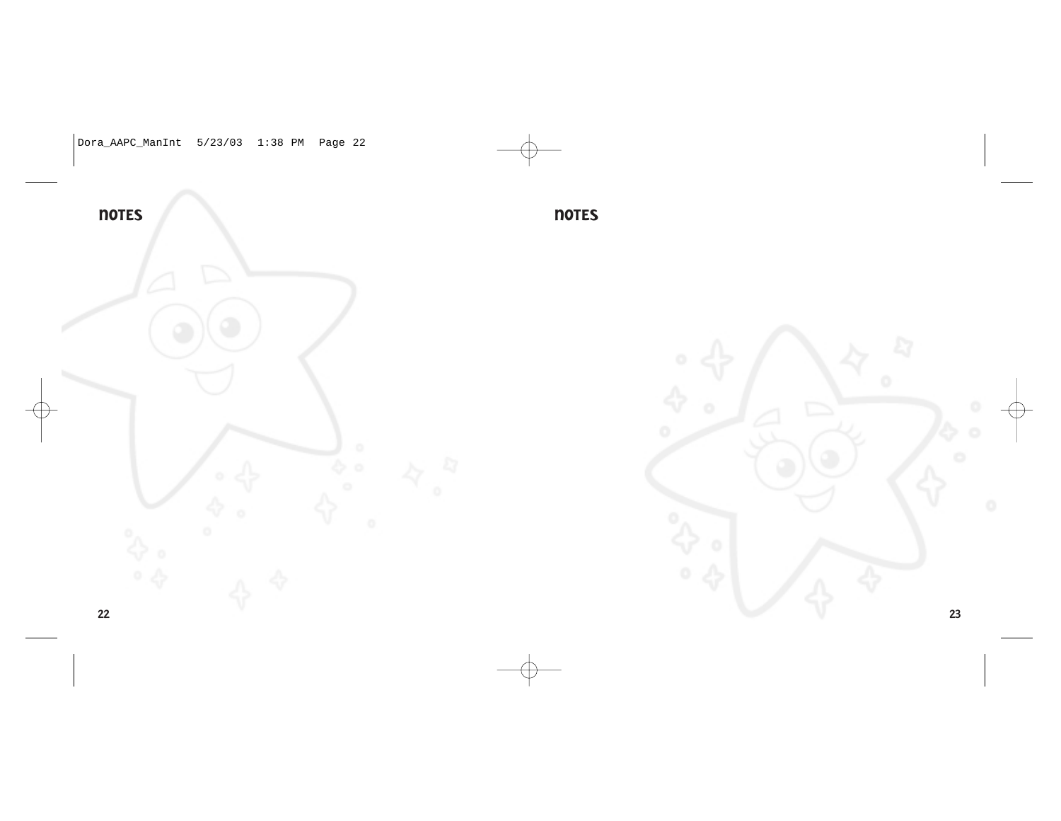## NOTES

## NOTES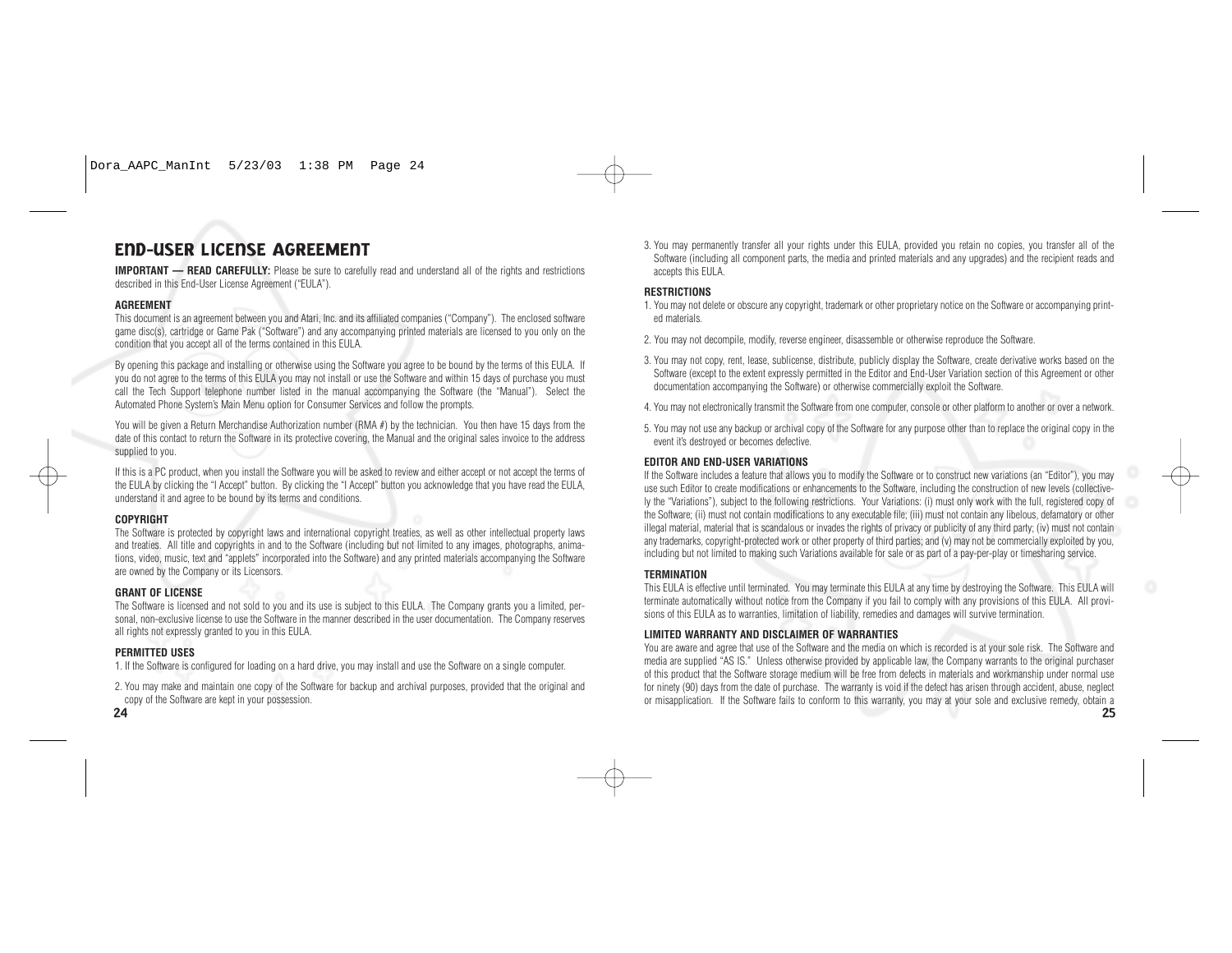# END-USER LICENSE AGREEMENT

**IMPORTANT — READ CAREFULLY:** Please be sure to carefully read and understand all of the rights and restrictions described in this End-User License Agreement ("EULA").

**AGREEMENT**

This document is an agreement between you and Atari, Inc. and its affiliated companies ("Company"). The enclosed software game disc(s), cartridge or Game Pak ("Software") and any accompanying printed materials are licensed to you only on the condition that you accept all of the terms contained in this EULA.

By opening this package and installing or otherwise using the Software you agree to be bound by the terms of this EULA. If you do not agree to the terms of this EULA you may not install or use the Software and within 15 days of purchase you must call the Tech Support telephone number listed in the manual accompanying the Software (the "Manual"). Select the Automated Phone System's Main Menu option for Consumer Services and follow the prompts.

You will be given a Return Merchandise Authorization number (RMA #) by the technician. You then have 15 days from the date of this contact to return the Software in its protective covering, the Manual and the original sales invoice to the address supplied to you.

If this is a PC product, when you install the Software you will be asked to review and either accept or not accept the terms of the EULA by clicking the "I Accept" button. By clicking the "I Accept" button you acknowledge that you have read the EULA, understand it and agree to be bound by its terms and conditions.

**COPYRIGHT**

The Software is protected by copyright laws and international copyright treaties, as well as other intellectual property laws and treaties. All title and copyrights in and to the Software (including but not limited to any images, photographs, animations, video, music, text and "applets" incorporated into the Software) and any printed materials accompanying the Software are owned by the Company or its Licensors.

**GRANT OF LICENSE**

The Software is licensed and not sold to you and its use is subject to this EULA. The Company grants you a limited, personal, non-exclusive license to use the Software in the manner described in the user documentation. The Company reserves all rights not expressly granted to you in this EULA.

**PERMITTED USES**

1. If the Software is configured for loading on a hard drive, you may install and use the Software on a single computer.
2. You may make and maintain one copy of the Software for backup and archival purposes, provided that the original and copy of the Software are kept in your possession.
3. You may permanently transfer all your rights under this EULA, provided you retain no copies, you transfer all of the Software (including all component parts, the media and printed materials and any upgrades) and the recipient reads and accepts this EULA.

**RESTRICTIONS**

1. You may not delete or obscure any copyright, trademark or other proprietary notice on the Software or accompanying printed materials.
2. You may not decompile, modify, reverse engineer, disassemble or otherwise reproduce the Software.
3. You may not copy, rent, lease, sublicense, distribute, publicly display the Software, create derivative works based on the Software (except to the extent expressly permitted in the Editor and End-User Variation section of this Agreement or other documentation accompanying the Software) or otherwise commercially exploit the Software.
4. You may not electronically transmit the Software from one computer, console or other platform to another or over a network.
5. You may not use any backup or archival copy of the Software for any purpose other than to replace the original copy in the event it's destroyed or becomes defective.

**EDITOR AND END-USER VARIATIONS**

If the Software includes a feature that allows you to modify the Software or to construct new variations (an "Editor"), you may use such Editor to create modifications or enhancements to the Software, including the construction of new levels (collectively the "Variations"), subject to the following restrictions. Your Variations: (i) must only work with the full, registered copy of the Software; (ii) must not contain modifications to any executable file; (iii) must not contain any libelous, defamatory or other illegal material, material that is scandalous or invades the rights of privacy or publicity of any third party; (iv) must not contain any trademarks, copyright-protected work or other property of third parties; and (v) may not be commercially exploited by you, including but not limited to making such Variations available for sale or as part of a pay-per-play or timesharing service.

**TERMINATION**

This EULA is effective until terminated. You may terminate this EULA at any time by destroying the Software. This EULA will terminate automatically without notice from the Company if you fail to comply with any provisions of this EULA. All provisions of this EULA as to warranties, limitation of liability, remedies and damages will survive termination.

**LIMITED WARRANTY AND DISCLAIMER OF WARRANTIES**

You are aware and agree that use of the Software and the media on which is recorded is at your sole risk. The Software and media are supplied "AS IS." Unless otherwise provided by applicable law, the Company warrants to the original purchaser of this product that the Software storage medium will be free from defects in materials and workmanship under normal use for ninety (90) days from the date of purchase. The warranty is void if the defect has arisen through accident, abuse, neglect or misapplication. If the Software fails to conform to this warranty, you may at your sole and exclusive remedy, obtain a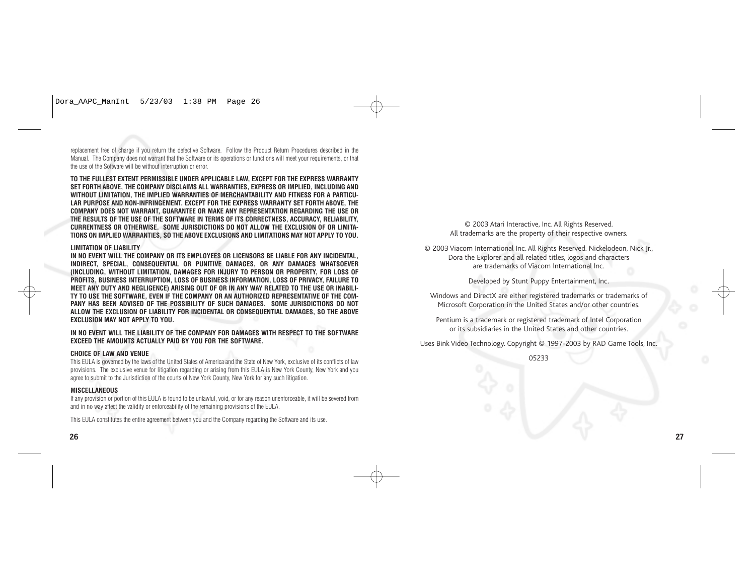replacement free of charge if you return the defective Software. Follow the Product Return Procedures described in the Manual. The Company does not warrant that the Software or its operations or functions will meet your requirements, or that the use of the Software will be without interruption or error.

**TO THE FULLEST EXTENT PERMISSIBLE UNDER APPLICABLE LAW, EXCEPT FOR THE EXPRESS WARRANTY SET FORTH ABOVE, THE COMPANY DISCLAIMS ALL WARRANTIES, EXPRESS OR IMPLIED, INCLUDING AND WITHOUT LIMITATION, THE IMPLIED WARRANTIES OF MERCHANTABILITY AND FITNESS FOR A PARTICULAR PURPOSE AND NON-INFRINGEMENT. EXCEPT FOR THE EXPRESS WARRANTY SET FORTH ABOVE, THE COMPANY DOES NOT WARRANT, GUARANTEE OR MAKE ANY REPRESENTATION REGARDING THE USE OR THE RESULTS OF THE USE OF THE SOFTWARE IN TERMS OF ITS CORRECTNESS, ACCURACY, RELIABILITY, CURRENTNESS OR OTHERWISE. SOME JURISDICTIONS DO NOT ALLOW THE EXCLUSION OF OR LIMITATIONS ON IMPLIED WARRANTIES, SO THE ABOVE EXCLUSIONS AND LIMITATIONS MAY NOT APPLY TO YOU.**

**LIMITATION OF LIABILITY**

**IN NO EVENT WILL THE COMPANY OR ITS EMPLOYEES OR LICENSORS BE LIABLE FOR ANY INCIDENTAL, INDIRECT, SPECIAL, CONSEQUENTIAL OR PUNITIVE DAMAGES, OR ANY DAMAGES WHATSOEVER (INCLUDING, WITHOUT LIMITATION, DAMAGES FOR INJURY TO PERSON OR PROPERTY, FOR LOSS OF PROFITS, BUSINESS INTERRUPTION, LOSS OF BUSINESS INFORMATION, LOSS OF PRIVACY, FAILURE TO MEET ANY DUTY AND NEGLIGENCE) ARISING OUT OF OR IN ANY WAY RELATED TO THE USE OR INABILITY TO USE THE SOFTWARE, EVEN IF THE COMPANY OR AN AUTHORIZED REPRESENTATIVE OF THE COMPANY HAS BEEN ADVISED OF THE POSSIBILITY OF SUCH DAMAGES. SOME JURISDICTIONS DO NOT ALLOW THE EXCLUSION OF LIABILITY FOR INCIDENTAL OR CONSEQUENTIAL DAMAGES, SO THE ABOVE EXCLUSION MAY NOT APPLY TO YOU.**

**IN NO EVENT WILL THE LIABILITY OF THE COMPANY FOR DAMAGES WITH RESPECT TO THE SOFTWARE EXCEED THE AMOUNTS ACTUALLY PAID BY YOU FOR THE SOFTWARE.**

**CHOICE OF LAW AND VENUE**

This EULA is governed by the laws of the United States of America and the State of New York, exclusive of its conflicts of law provisions. The exclusive venue for litigation regarding or arising from this EULA is New York County, New York and you agree to submit to the Jurisdiction of the courts of New York County, New York for any such litigation.

**MISCELLANEOUS**

If any provision or portion of this EULA is found to be unlawful, void, or for any reason unenforceable, it will be severed from and in no way affect the validity or enforceability of the remaining provisions of the EULA.

This EULA constitutes the entire agreement between you and the Company regarding the Software and its use.

© 2003 Atari Interactive, Inc. All Rights Reserved.
All trademarks are the property of their respective owners.

© 2003 Viacom International Inc. All Rights Reserved. Nickelodeon, Nick Jr., Dora the Explorer and all related titles, logos and characters are trademarks of Viacom International Inc.

Developed by Stunt Puppy Entertainment, Inc.

Windows and DirectX are either registered trademarks or trademarks of Microsoft Corporation in the United States and/or other countries.

Pentium is a trademark or registered trademark of Intel Corporation or its subsidiaries in the United States and other countries.

Uses Bink Video Technology. Copyright © 1997-2003 by RAD Game Tools, Inc.

05233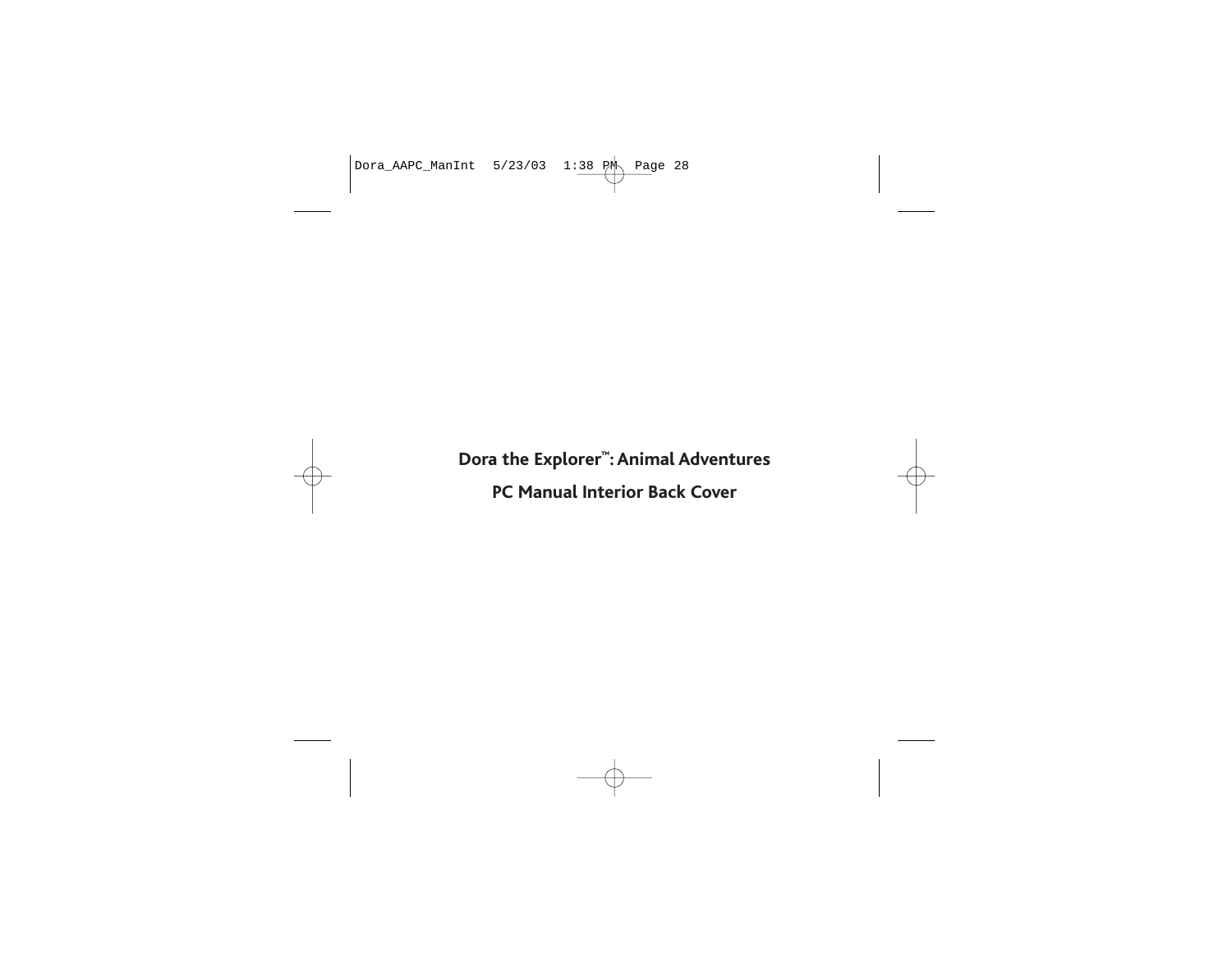**Dora the Explorer™: Animal Adventures**

**PC Manual Interior Back Cover**